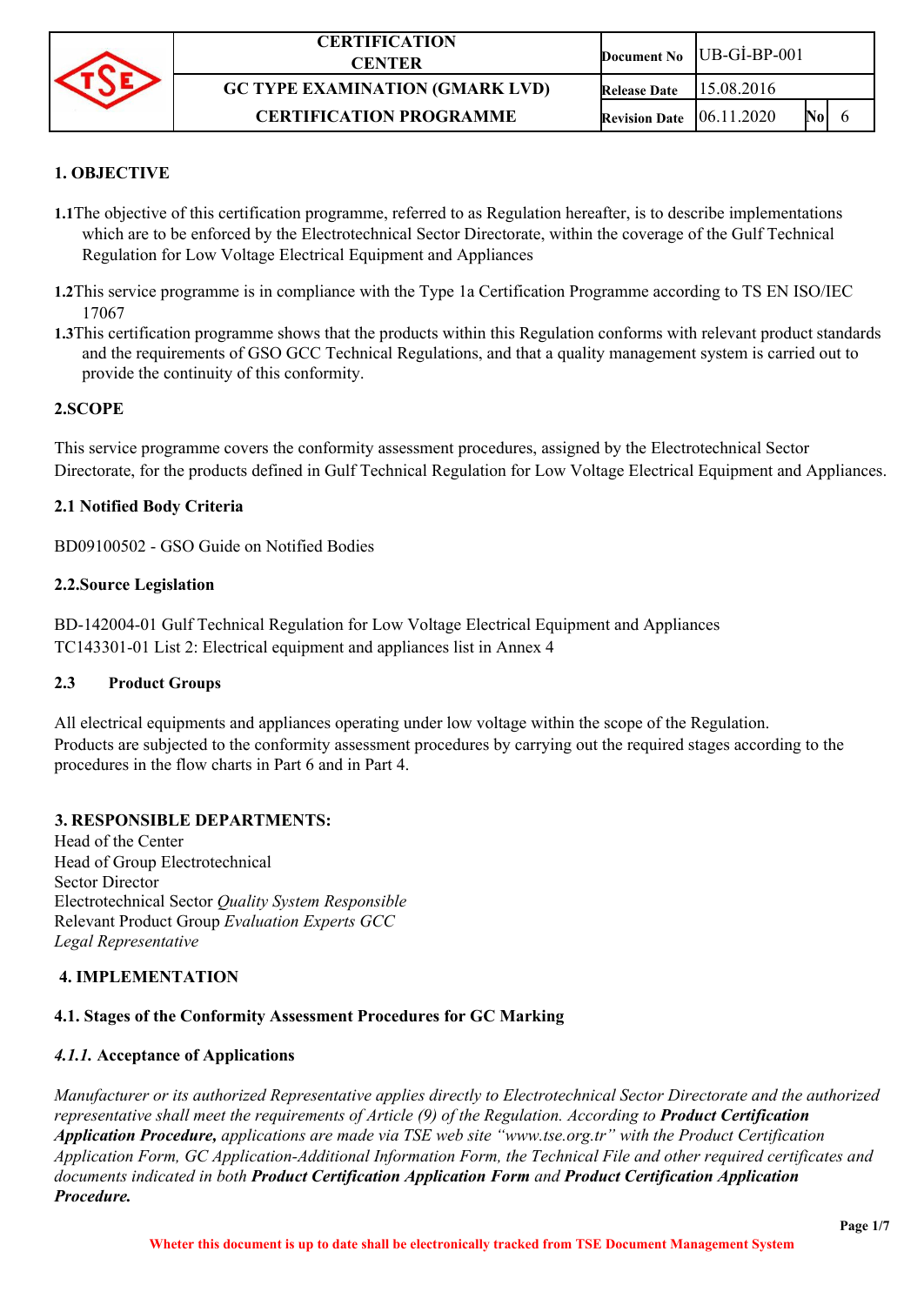| | CERTIFICATION CENTER | Document No | UB-Gİ-BP-001 | | |
|---|---|---|---|---|---|
| | GC TYPE EXAMINATION (GMARK LVD) | Release Date | 15.08.2016 | | |
| | CERTIFICATION PROGRAMME | Revision Date | 06.11.2020 | No | 6 |

## 1. OBJECTIVE

**1.1** The objective of this certification programme, referred to as Regulation hereafter, is to describe implementations which are to be enforced by the Electrotechnical Sector Directorate, within the coverage of the Gulf Technical Regulation for Low Voltage Electrical Equipment and Appliances

**1.2** This service programme is in compliance with the Type 1a Certification Programme according to TS EN ISO/IEC 17067

**1.3** This certification programme shows that the products within this Regulation conforms with relevant product standards and the requirements of GSO GCC Technical Regulations, and that a quality management system is carried out to provide the continuity of this conformity.

## 2. SCOPE

This service programme covers the conformity assessment procedures, assigned by the Electrotechnical Sector Directorate, for the products defined in Gulf Technical Regulation for Low Voltage Electrical Equipment and Appliances.

### 2.1 Notified Body Criteria

BD09100502 - GSO Guide on Notified Bodies

### 2.2. Source Legislation

BD-142004-01 Gulf Technical Regulation for Low Voltage Electrical Equipment and Appliances
TC143301-01 List 2: Electrical equipment and appliances list in Annex 4

### 2.3 Product Groups

All electrical equipments and appliances operating under low voltage within the scope of the Regulation.
Products are subjected to the conformity assessment procedures by carrying out the required stages according to the procedures in the flow charts in Part 6 and in Part 4.

## 3. RESPONSIBLE DEPARTMENTS:

Head of the Center
Head of Group Electrotechnical
Sector Director
Electrotechnical Sector *Quality System Responsible*
Relevant Product Group *Evaluation Experts GCC*
*Legal Representative*

## 4. IMPLEMENTATION

### 4.1. Stages of the Conformity Assessment Procedures for GC Marking

#### *4.1.1.* Acceptance of Applications

*Manufacturer or its authorized Representative applies directly to Electrotechnical Sector Directorate and the authorized representative shall meet the requirements of Article (9) of the Regulation. According to **Product Certification Application Procedure,** applications are made via TSE web site “www.tse.org.tr” with the Product Certification Application Form, GC Application-Additional Information Form, the Technical File and other required certificates and documents indicated in both **Product Certification Application Form** and **Product Certification Application Procedure.***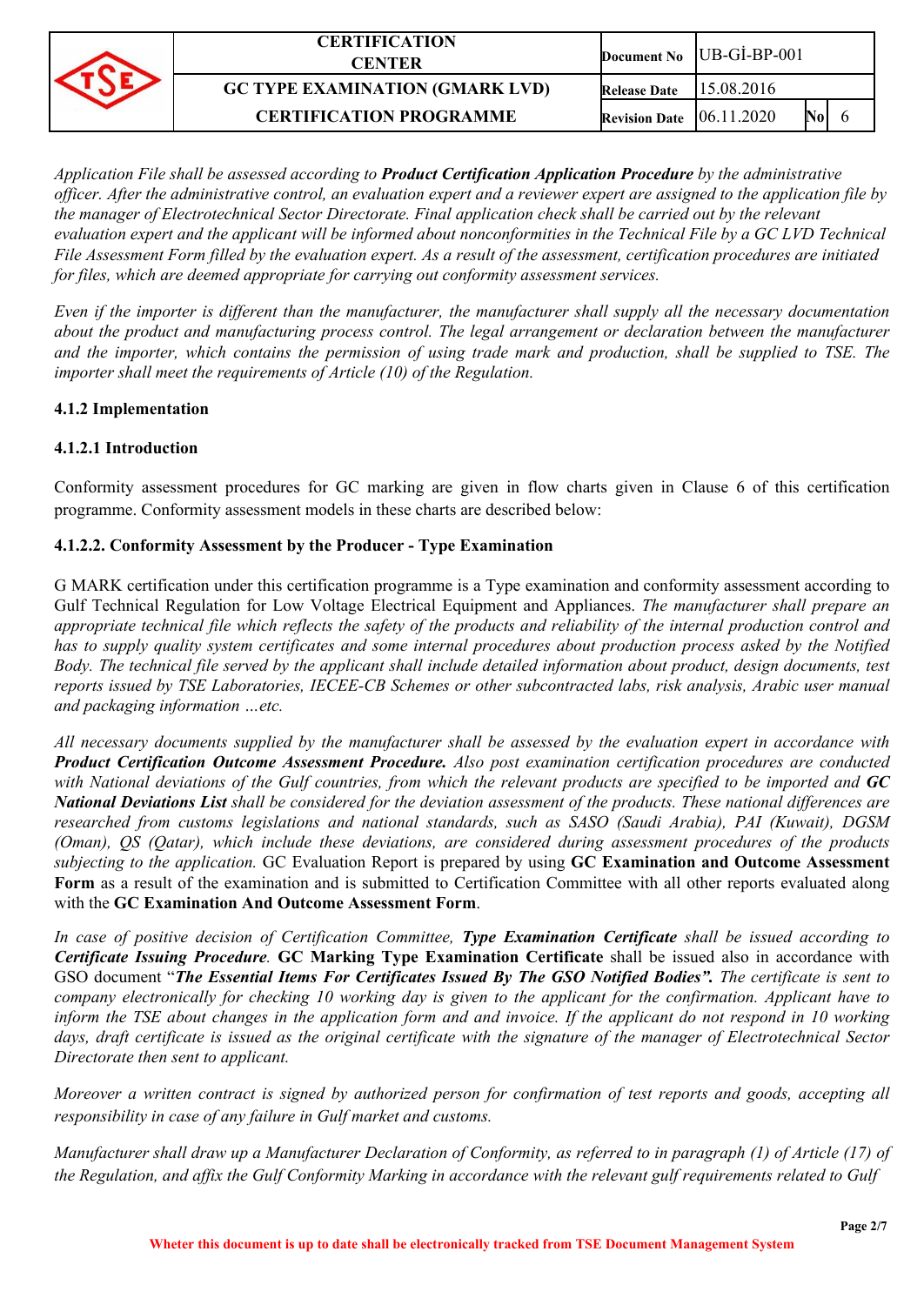*Application File shall be assessed according to* ***Product Certification Application Procedure*** *by the administrative officer. After the administrative control, an evaluation expert and a reviewer expert are assigned to the application file by the manager of Electrotechnical Sector Directorate. Final application check shall be carried out by the relevant evaluation expert and the applicant will be informed about nonconformities in the Technical File by a GC LVD Technical File Assessment Form filled by the evaluation expert. As a result of the assessment, certification procedures are initiated for files, which are deemed appropriate for carrying out conformity assessment services.*

*Even if the importer is different than the manufacturer, the manufacturer shall supply all the necessary documentation about the product and manufacturing process control. The legal arrangement or declaration between the manufacturer and the importer, which contains the permission of using trade mark and production, shall be supplied to TSE. The importer shall meet the requirements of Article (10) of the Regulation.*

### 4.1.2 Implementation

#### 4.1.2.1 Introduction

Conformity assessment procedures for GC marking are given in flow charts given in Clause 6 of this certification programme. Conformity assessment models in these charts are described below:

#### 4.1.2.2. Conformity Assessment by the Producer - Type Examination

G MARK certification under this certification programme is a Type examination and conformity assessment according to Gulf Technical Regulation for Low Voltage Electrical Equipment and Appliances. *The manufacturer shall prepare an appropriate technical file which reflects the safety of the products and reliability of the internal production control and has to supply quality system certificates and some internal procedures about production process asked by the Notified Body. The technical file served by the applicant shall include detailed information about product, design documents, test reports issued by TSE Laboratories, IECEE-CB Schemes or other subcontracted labs, risk analysis, Arabic user manual and packaging information …etc.*

*All necessary documents supplied by the manufacturer shall be assessed by the evaluation expert in accordance with* ***Product Certification Outcome Assessment Procedure.*** *Also post examination certification procedures are conducted with National deviations of the Gulf countries, from which the relevant products are specified to be imported and* ***GC National Deviations List*** *shall be considered for the deviation assessment of the products. These national differences are researched from customs legislations and national standards, such as SASO (Saudi Arabia), PAI (Kuwait), DGSM (Oman), QS (Qatar), which include these deviations, are considered during assessment procedures of the products subjecting to the application.* GC Evaluation Report is prepared by using **GC Examination and Outcome Assessment Form** as a result of the examination and is submitted to Certification Committee with all other reports evaluated along with the **GC Examination And Outcome Assessment Form**.

*In case of positive decision of Certification Committee,* ***Type Examination Certificate*** *shall be issued according to* ***Certificate Issuing Procedure.*** **GC Marking Type Examination Certificate** shall be issued also in accordance with GSO document "***The Essential Items For Certificates Issued By The GSO Notified Bodies".*** *The certificate is sent to company electronically for checking 10 working day is given to the applicant for the confirmation. Applicant have to inform the TSE about changes in the application form and and invoice. If the applicant do not respond in 10 working days, draft certificate is issued as the original certificate with the signature of the manager of Electrotechnical Sector Directorate then sent to applicant.*

*Moreover a written contract is signed by authorized person for confirmation of test reports and goods, accepting all responsibility in case of any failure in Gulf market and customs.*

*Manufacturer shall draw up a Manufacturer Declaration of Conformity, as referred to in paragraph (1) of Article (17) of the Regulation, and affix the Gulf Conformity Marking in accordance with the relevant gulf requirements related to Gulf*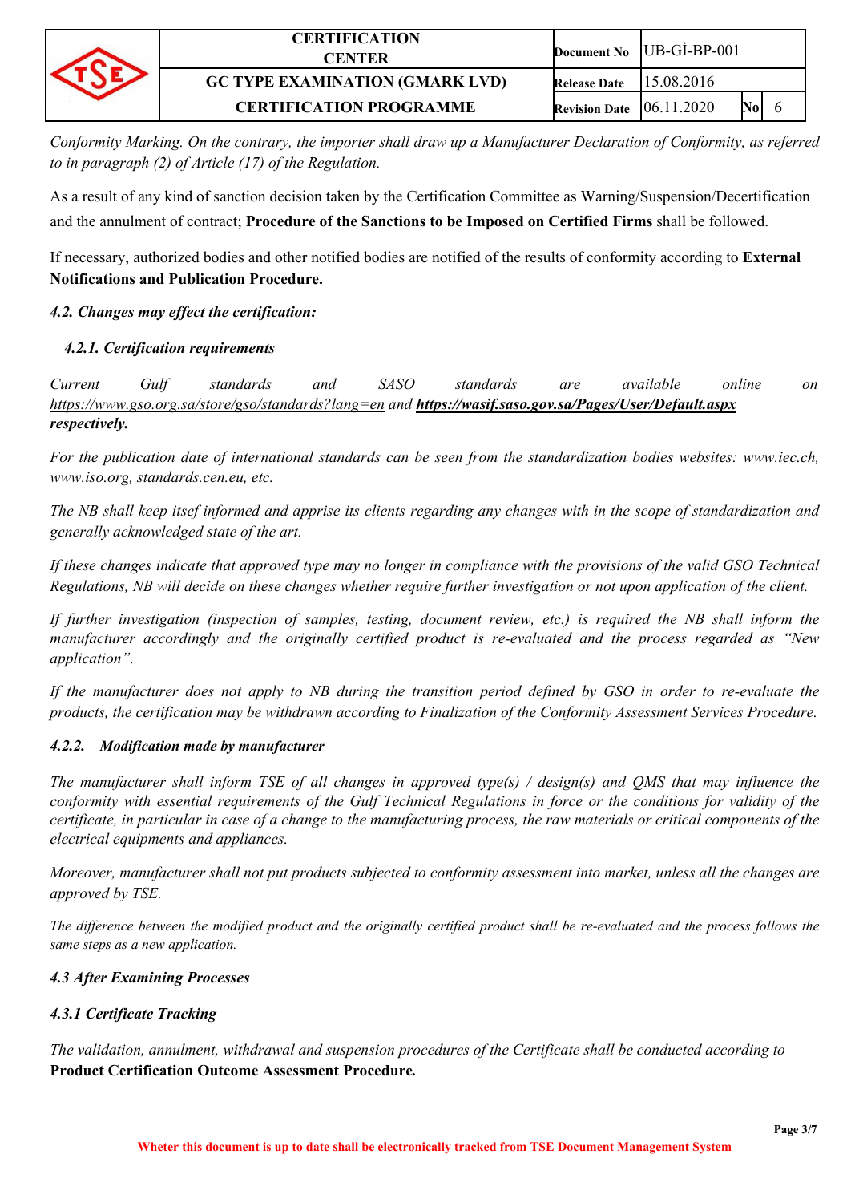*Conformity Marking. On the contrary, the importer shall draw up a Manufacturer Declaration of Conformity, as referred to in paragraph (2) of Article (17) of the Regulation.*

As a result of any kind of sanction decision taken by the Certification Committee as Warning/Suspension/Decertification and the annulment of contract; **Procedure of the Sanctions to be Imposed on Certified Firms** shall be followed.

If necessary, authorized bodies and other notified bodies are notified of the results of conformity according to **External Notifications and Publication Procedure.**

### *4.2. Changes may effect the certification:*

#### *4.2.1. Certification requirements*

*Current Gulf standards and SASO standards are available online on https://www.gso.org.sa/store/gso/standards?lang=en and* ***https://wasif.saso.gov.sa/Pages/User/Default.aspx respectively.***

*For the publication date of international standards can be seen from the standardization bodies websites: www.iec.ch, www.iso.org, standards.cen.eu, etc.*

*The NB shall keep itsef informed and apprise its clients regarding any changes with in the scope of standardization and generally acknowledged state of the art.*

*If these changes indicate that approved type may no longer in compliance with the provisions of the valid GSO Technical Regulations, NB will decide on these changes whether require further investigation or not upon application of the client.*

*If further investigation (inspection of samples, testing, document review, etc.) is required the NB shall inform the manufacturer accordingly and the originally certified product is re-evaluated and the process regarded as "New application".*

*If the manufacturer does not apply to NB during the transition period defined by GSO in order to re-evaluate the products, the certification may be withdrawn according to Finalization of the Conformity Assessment Services Procedure.*

#### *4.2.2. Modification made by manufacturer*

*The manufacturer shall inform TSE of all changes in approved type(s) / design(s) and QMS that may influence the conformity with essential requirements of the Gulf Technical Regulations in force or the conditions for validity of the certificate, in particular in case of a change to the manufacturing process, the raw materials or critical components of the electrical equipments and appliances.*

*Moreover, manufacturer shall not put products subjected to conformity assessment into market, unless all the changes are approved by TSE.*

*The difference between the modified product and the originally certified product shall be re-evaluated and the process follows the same steps as a new application.*

### *4.3 After Examining Processes*

#### *4.3.1 Certificate Tracking*

*The validation, annulment, withdrawal and suspension procedures of the Certificate shall be conducted according to* ***Product Certification Outcome Assessment Procedure.***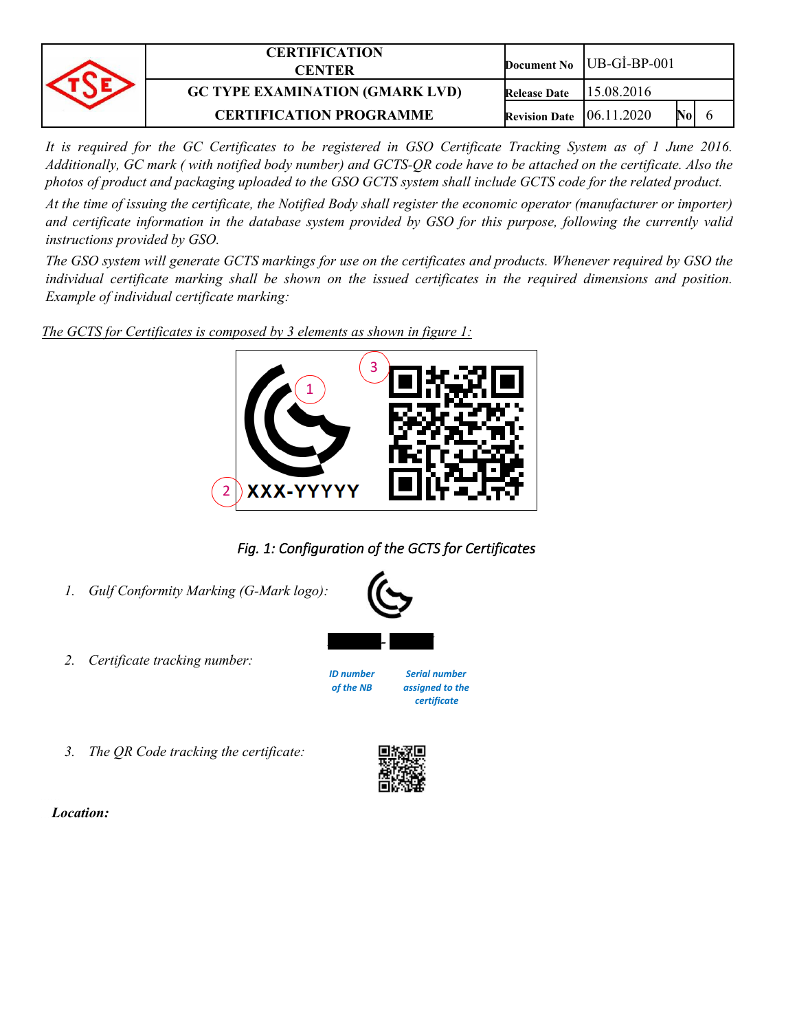*It is required for the GC Certificates to be registered in GSO Certificate Tracking System as of 1 June 2016. Additionally, GC mark ( with notified body number) and GCTS-QR code have to be attached on the certificate. Also the photos of product and packaging uploaded to the GSO GCTS system shall include GCTS code for the related product.*

*At the time of issuing the certificate, the Notified Body shall register the economic operator (manufacturer or importer) and certificate information in the database system provided by GSO for this purpose, following the currently valid instructions provided by GSO.*

*The GSO system will generate GCTS markings for use on the certificates and products. Whenever required by GSO the individual certificate marking shall be shown on the issued certificates in the required dimensions and position. Example of individual certificate marking:*

*The GCTS for Certificates is composed by 3 elements as shown in figure 1:*

XXX-YYYYY

*Fig. 1: Configuration of the GCTS for Certificates*

1. *Gulf Conformity Marking (G-Mark logo):*
2. *Certificate tracking number:* ID number of the NB - Serial number assigned to the certificate
3. *The QR Code tracking the certificate:*

***Location:***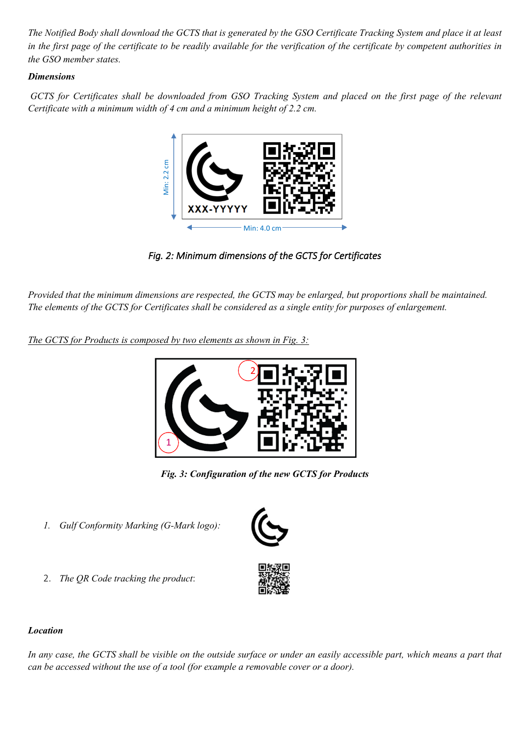*The Notified Body shall download the GCTS that is generated by the GSO Certificate Tracking System and place it at least in the first page of the certificate to be readily available for the verification of the certificate by competent authorities in the GSO member states.*

***Dimensions***

*GCTS for Certificates shall be downloaded from GSO Tracking System and placed on the first page of the relevant Certificate with a minimum width of 4 cm and a minimum height of 2.2 cm.*

*Fig. 2: Minimum dimensions of the GCTS for Certificates*

*Provided that the minimum dimensions are respected, the GCTS may be enlarged, but proportions shall be maintained. The elements of the GCTS for Certificates shall be considered as a single entity for purposes of enlargement.*

*The GCTS for Products is composed by two elements as shown in Fig. 3:*

***Fig. 3: Configuration of the new GCTS for Products***

1. *Gulf Conformity Marking (G-Mark logo):*
2. *The QR Code tracking the product:*

***Location***

*In any case, the GCTS shall be visible on the outside surface or under an easily accessible part, which means a part that can be accessed without the use of a tool (for example a removable cover or a door).*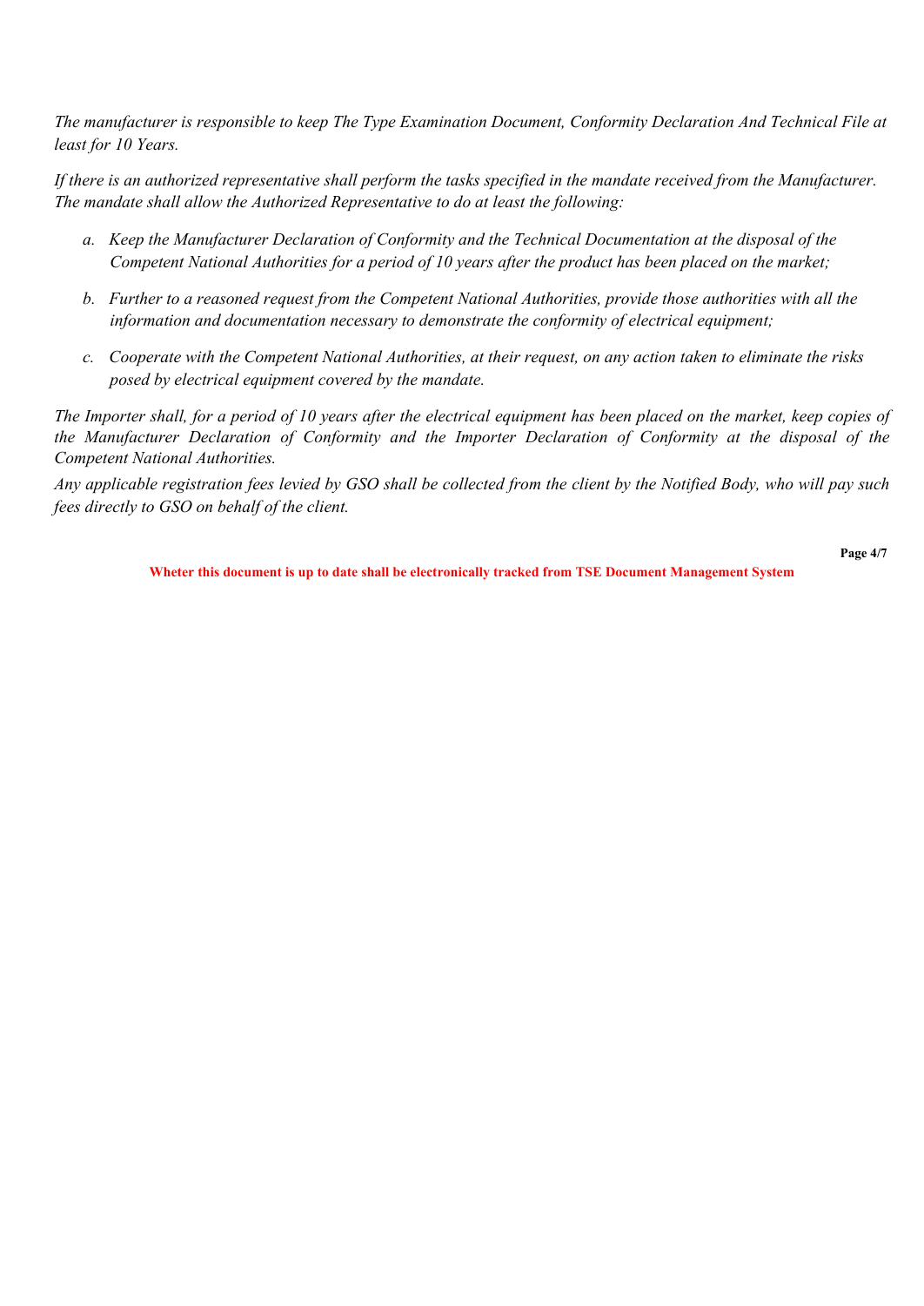*The manufacturer is responsible to keep The Type Examination Document, Conformity Declaration And Technical File at least for 10 Years.*

*If there is an authorized representative shall perform the tasks specified in the mandate received from the Manufacturer. The mandate shall allow the Authorized Representative to do at least the following:*

a. *Keep the Manufacturer Declaration of Conformity and the Technical Documentation at the disposal of the Competent National Authorities for a period of 10 years after the product has been placed on the market;*

b. *Further to a reasoned request from the Competent National Authorities, provide those authorities with all the information and documentation necessary to demonstrate the conformity of electrical equipment;*

c. *Cooperate with the Competent National Authorities, at their request, on any action taken to eliminate the risks posed by electrical equipment covered by the mandate.*

*The Importer shall, for a period of 10 years after the electrical equipment has been placed on the market, keep copies of the Manufacturer Declaration of Conformity and the Importer Declaration of Conformity at the disposal of the Competent National Authorities.*

*Any applicable registration fees levied by GSO shall be collected from the client by the Notified Body, who will pay such fees directly to GSO on behalf of the client.*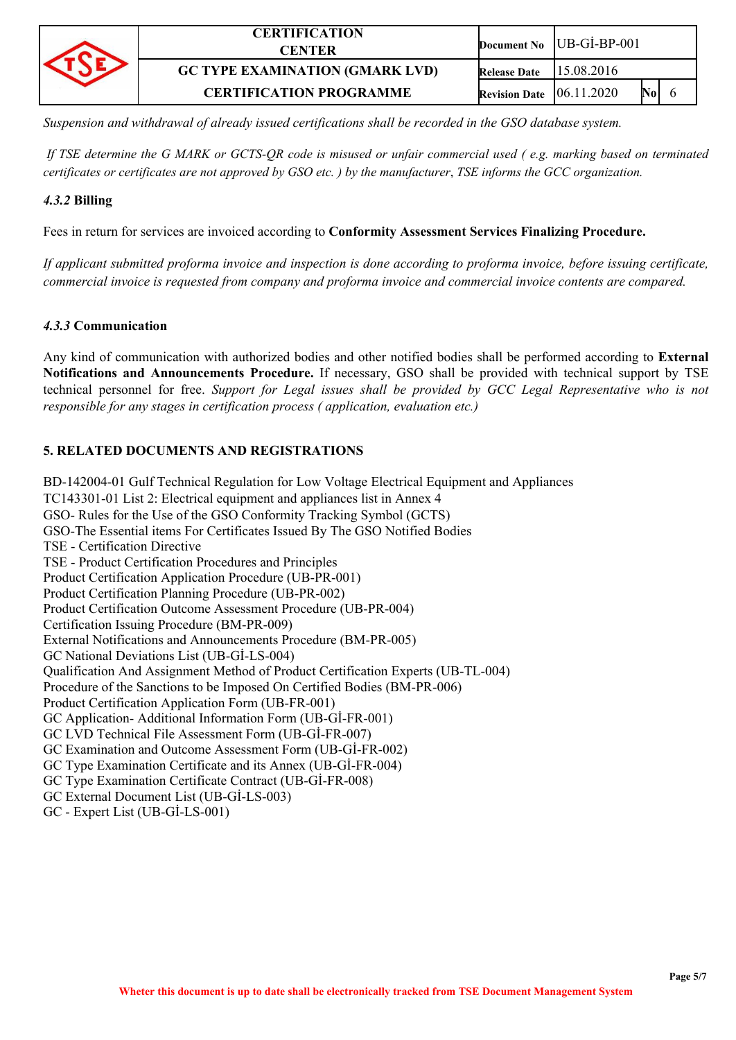*Suspension and withdrawal of already issued certifications shall be recorded in the GSO database system.*

*If TSE determine the G MARK or GCTS-QR code is misused or unfair commercial used ( e.g. marking based on terminated certificates or certificates are not approved by GSO etc. ) by the manufacturer*, *TSE informs the GCC organization.*

#### *4.3.2* Billing

Fees in return for services are invoiced according to **Conformity Assessment Services Finalizing Procedure.**

*If applicant submitted proforma invoice and inspection is done according to proforma invoice, before issuing certificate, commercial invoice is requested from company and proforma invoice and commercial invoice contents are compared.*

#### *4.3.3* Communication

Any kind of communication with authorized bodies and other notified bodies shall be performed according to **External Notifications and Announcements Procedure.** If necessary, GSO shall be provided with technical support by TSE technical personnel for free. *Support for Legal issues shall be provided by GCC Legal Representative who is not responsible for any stages in certification process ( application, evaluation etc.)*

## 5. RELATED DOCUMENTS AND REGISTRATIONS

BD-142004-01 Gulf Technical Regulation for Low Voltage Electrical Equipment and Appliances
TC143301-01 List 2: Electrical equipment and appliances list in Annex 4
GSO- Rules for the Use of the GSO Conformity Tracking Symbol (GCTS)
GSO-The Essential items For Certificates Issued By The GSO Notified Bodies
TSE - Certification Directive
TSE - Product Certification Procedures and Principles
Product Certification Application Procedure (UB-PR-001)
Product Certification Planning Procedure (UB-PR-002)
Product Certification Outcome Assessment Procedure (UB-PR-004)
Certification Issuing Procedure (BM-PR-009)
External Notifications and Announcements Procedure (BM-PR-005)
GC National Deviations List (UB-Gİ-LS-004)
Qualification And Assignment Method of Product Certification Experts (UB-TL-004)
Procedure of the Sanctions to be Imposed On Certified Bodies (BM-PR-006)
Product Certification Application Form (UB-FR-001)
GC Application- Additional Information Form (UB-Gİ-FR-001)
GC LVD Technical File Assessment Form (UB-Gİ-FR-007)
GC Examination and Outcome Assessment Form (UB-Gİ-FR-002)
GC Type Examination Certificate and its Annex (UB-Gİ-FR-004)
GC Type Examination Certificate Contract (UB-Gİ-FR-008)
GC External Document List (UB-Gİ-LS-003)
GC - Expert List (UB-Gİ-LS-001)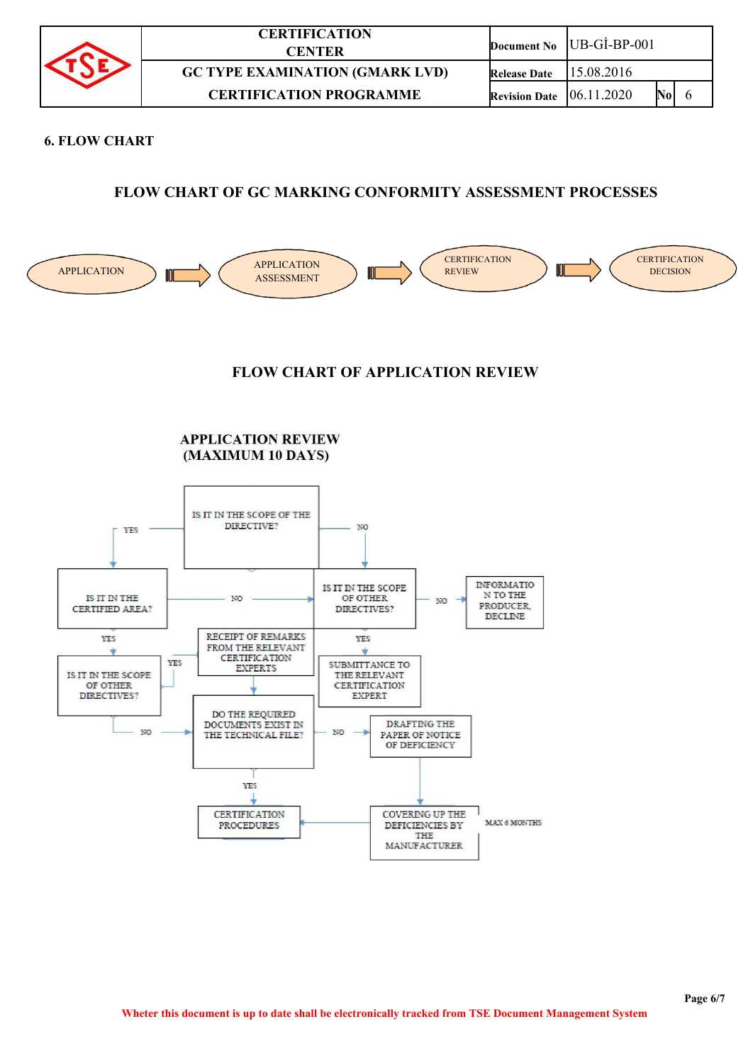## 6. FLOW CHART

### FLOW CHART OF GC MARKING CONFORMITY ASSESSMENT PROCESSES

APPLICATION → APPLICATION ASSESSMENT → CERTIFICATION REVIEW → CERTIFICATION DECISION

### FLOW CHART OF APPLICATION REVIEW

**APPLICATION REVIEW (MAXIMUM 10 DAYS)**

- IS IT IN THE SCOPE OF THE DIRECTIVE?
  - YES → IS IT IN THE CERTIFIED AREA?
    - YES → IS IT IN THE SCOPE OF OTHER DIRECTIVES?
      - YES → RECEIPT OF REMARKS FROM THE RELEVANT CERTIFICATION EXPERTS → DO THE REQUIRED DOCUMENTS EXIST IN THE TECHNICAL FILE?
      - NO → DO THE REQUIRED DOCUMENTS EXIST IN THE TECHNICAL FILE?
    - NO → IS IT IN THE SCOPE OF OTHER DIRECTIVES?
  - NO → IS IT IN THE SCOPE OF OTHER DIRECTIVES?
    - YES → SUBMITTANCE TO THE RELEVANT CERTIFICATION EXPERT
    - NO → INFORMATION TO THE PRODUCER, DECLINE
- DO THE REQUIRED DOCUMENTS EXIST IN THE TECHNICAL FILE?
  - YES → CERTIFICATION PROCEDURES
  - NO → DRAFTING THE PAPER OF NOTICE OF DEFICIENCY → COVERING UP THE DEFICIENCIES BY THE MANUFACTURER (MAX 6 MONTHS) → CERTIFICATION PROCEDURES

Wheter this document is up to date shall be electronically tracked from TSE Document Management System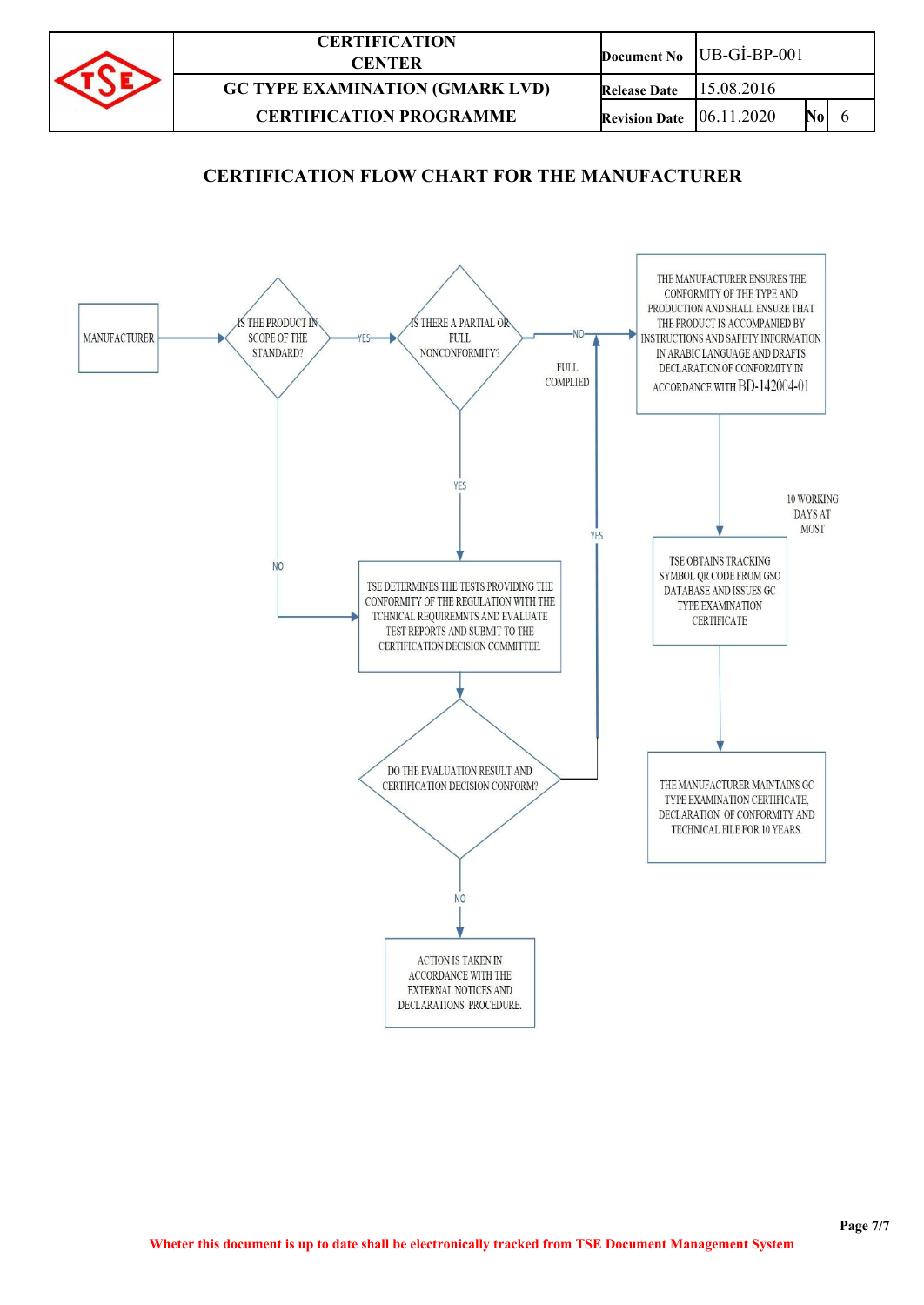## CERTIFICATION FLOW CHART FOR THE MANUFACTURER

MANUFACTURER

IS THE PRODUCT IN SCOPE OF THE STANDARD?

YES

NO

IS THERE A PARTIAL OR FULL NONCONFORMITY?

NO

YES

FULL COMPLIED

THE MANUFACTURER ENSURES THE CONFORMITY OF THE TYPE AND PRODUCTION AND SHALL ENSURE THAT THE PRODUCT IS ACCOMPANIED BY INSTRUCTIONS AND SAFETY INFORMATION IN ARABIC LANGUAGE AND DRAFTS DECLARATION OF CONFORMITY IN ACCORDANCE WITH BD-142004-01

10 WORKING DAYS AT MOST

TSE OBTAINS TRACKING SYMBOL QR CODE FROM GSO DATABASE AND ISSUES GC TYPE EXAMINATION CERTIFICATE

THE MANUFACTURER MAINTAINS GC TYPE EXAMINATION CERTIFICATE, DECLARATION OF CONFORMITY AND TECHNICAL FILE FOR 10 YEARS.

TSE DETERMINES THE TESTS PROVIDING THE CONFORMITY OF THE REGULATION WITH THE TCHNICAL REQUIREMNTS AND EVALUATE TEST REPORTS AND SUBMIT TO THE CERTIFICATION DECISION COMMITTEE.

DO THE EVALUATION RESULT AND CERTIFICATION DECISION CONFORM?

YES

NO

ACTION IS TAKEN IN ACCORDANCE WITH THE EXTERNAL NOTICES AND DECLARATIONS PROCEDURE.